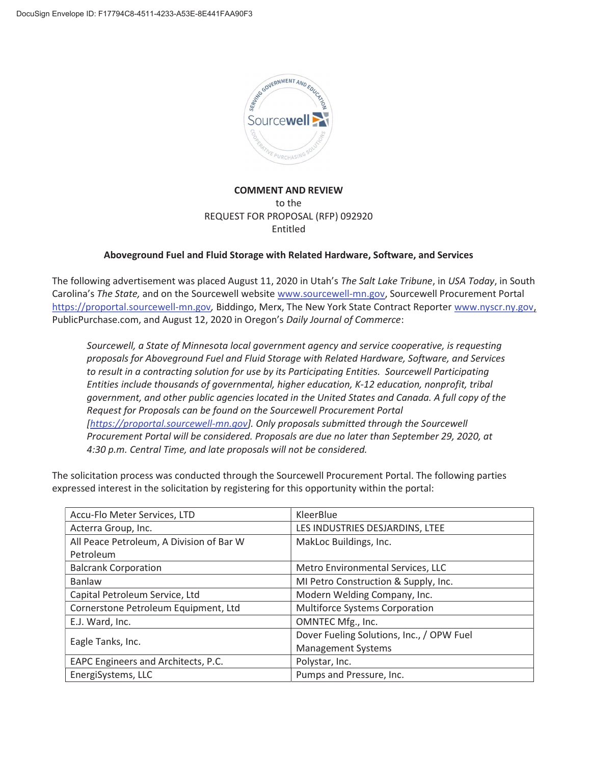DocuSign Envelope ID: F17794C8-4511-4233-A53E-8E441FAA90F3

**COMMENT AND REVIEW**

to the

REQUEST FOR PROPOSAL (RFP) 092920

Entitled

**Aboveground Fuel and Fluid Storage with Related Hardware, Software, and Services**

The following advertisement was placed August 11, 2020 in Utah's *The Salt Lake Tribune*, in *USA Today*, in South Carolina's *The State,* and on the Sourcewell website www.sourcewell-mn.gov, Sourcewell Procurement Portal https://proportal.sourcewell-mn.gov, Biddingo, Merx, The New York State Contract Reporter www.nyscr.ny.gov, PublicPurchase.com, and August 12, 2020 in Oregon's *Daily Journal of Commerce*:

> *Sourcewell, a State of Minnesota local government agency and service cooperative, is requesting proposals for Aboveground Fuel and Fluid Storage with Related Hardware, Software, and Services to result in a contracting solution for use by its Participating Entities. Sourcewell Participating Entities include thousands of governmental, higher education, K-12 education, nonprofit, tribal government, and other public agencies located in the United States and Canada. A full copy of the Request for Proposals can be found on the Sourcewell Procurement Portal [https://proportal.sourcewell-mn.gov]. Only proposals submitted through the Sourcewell Procurement Portal will be considered. Proposals are due no later than September 29, 2020, at 4:30 p.m. Central Time, and late proposals will not be considered.*

The solicitation process was conducted through the Sourcewell Procurement Portal. The following parties expressed interest in the solicitation by registering for this opportunity within the portal:

| | |
|---|---|
| Accu-Flo Meter Services, LTD | KleerBlue |
| Acterra Group, Inc. | LES INDUSTRIES DESJARDINS, LTEE |
| All Peace Petroleum, A Division of Bar W Petroleum | MakLoc Buildings, Inc. |
| Balcrank Corporation | Metro Environmental Services, LLC |
| Banlaw | MI Petro Construction & Supply, Inc. |
| Capital Petroleum Service, Ltd | Modern Welding Company, Inc. |
| Cornerstone Petroleum Equipment, Ltd | Multiforce Systems Corporation |
| E.J. Ward, Inc. | OMNTEC Mfg., Inc. |
| Eagle Tanks, Inc. | Dover Fueling Solutions, Inc., / OPW Fuel Management Systems |
| EAPC Engineers and Architects, P.C. | Polystar, Inc. |
| EnergiSystems, LLC | Pumps and Pressure, Inc. |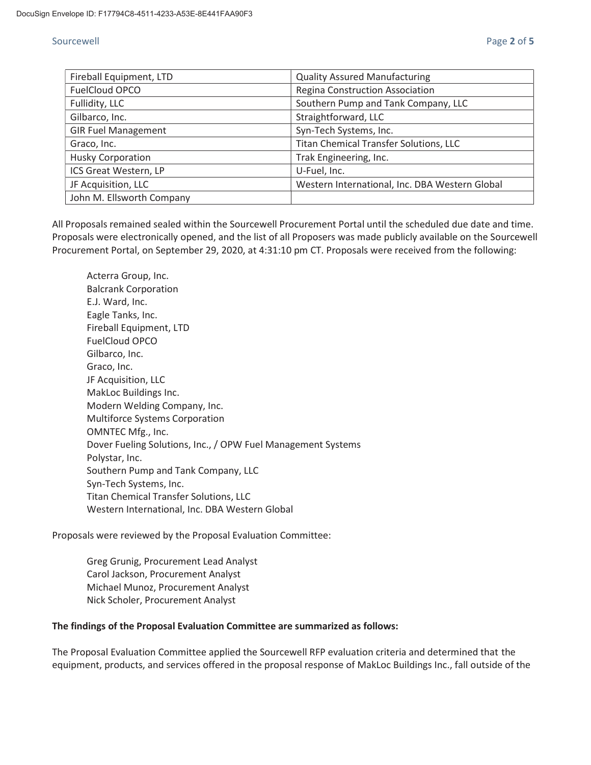| Fireball Equipment, LTD | Quality Assured Manufacturing |
|---|---|
| FuelCloud OPCO | Regina Construction Association |
| Fullidity, LLC | Southern Pump and Tank Company, LLC |
| Gilbarco, Inc. | Straightforward, LLC |
| GIR Fuel Management | Syn-Tech Systems, Inc. |
| Graco, Inc. | Titan Chemical Transfer Solutions, LLC |
| Husky Corporation | Trak Engineering, Inc. |
| ICS Great Western, LP | U-Fuel, Inc. |
| JF Acquisition, LLC | Western International, Inc. DBA Western Global |
| John M. Ellsworth Company | |

All Proposals remained sealed within the Sourcewell Procurement Portal until the scheduled due date and time. Proposals were electronically opened, and the list of all Proposers was made publicly available on the Sourcewell Procurement Portal, on September 29, 2020, at 4:31:10 pm CT. Proposals were received from the following:

Acterra Group, Inc.
Balcrank Corporation
E.J. Ward, Inc.
Eagle Tanks, Inc.
Fireball Equipment, LTD
FuelCloud OPCO
Gilbarco, Inc.
Graco, Inc.
JF Acquisition, LLC
MakLoc Buildings Inc.
Modern Welding Company, Inc.
Multiforce Systems Corporation
OMNTEC Mfg., Inc.
Dover Fueling Solutions, Inc., / OPW Fuel Management Systems
Polystar, Inc.
Southern Pump and Tank Company, LLC
Syn-Tech Systems, Inc.
Titan Chemical Transfer Solutions, LLC
Western International, Inc. DBA Western Global

Proposals were reviewed by the Proposal Evaluation Committee:

Greg Grunig, Procurement Lead Analyst
Carol Jackson, Procurement Analyst
Michael Munoz, Procurement Analyst
Nick Scholer, Procurement Analyst

**The findings of the Proposal Evaluation Committee are summarized as follows:**

The Proposal Evaluation Committee applied the Sourcewell RFP evaluation criteria and determined that the equipment, products, and services offered in the proposal response of MakLoc Buildings Inc., fall outside of the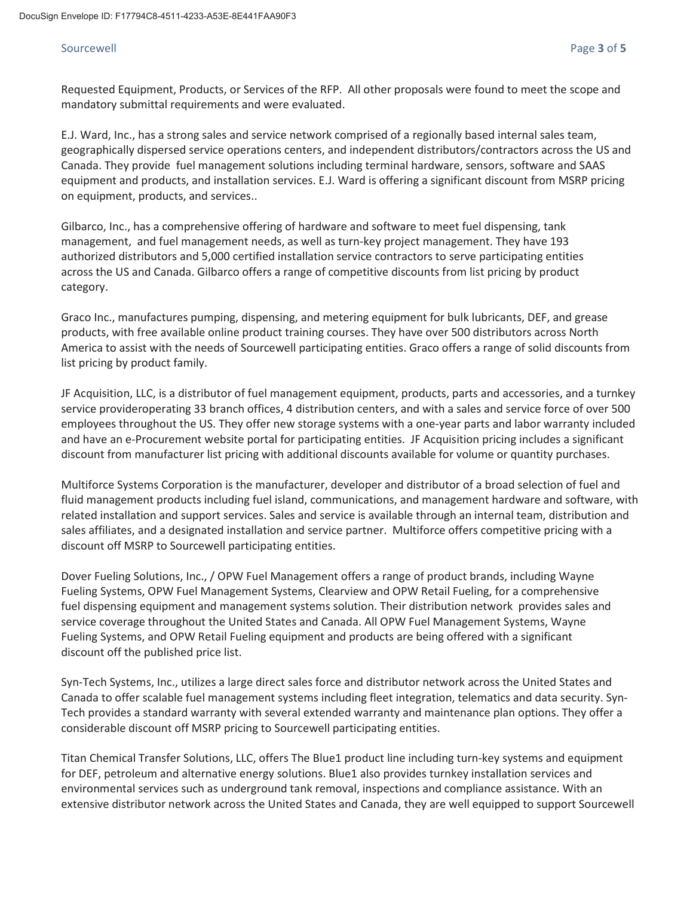Requested Equipment, Products, or Services of the RFP. All other proposals were found to meet the scope and mandatory submittal requirements and were evaluated.

E.J. Ward, Inc., has a strong sales and service network comprised of a regionally based internal sales team, geographically dispersed service operations centers, and independent distributors/contractors across the US and Canada. They provide fuel management solutions including terminal hardware, sensors, software and SAAS equipment and products, and installation services. E.J. Ward is offering a significant discount from MSRP pricing on equipment, products, and services..

Gilbarco, Inc., has a comprehensive offering of hardware and software to meet fuel dispensing, tank management, and fuel management needs, as well as turn-key project management. They have 193 authorized distributors and 5,000 certified installation service contractors to serve participating entities across the US and Canada. Gilbarco offers a range of competitive discounts from list pricing by product category.

Graco Inc., manufactures pumping, dispensing, and metering equipment for bulk lubricants, DEF, and grease products, with free available online product training courses. They have over 500 distributors across North America to assist with the needs of Sourcewell participating entities. Graco offers a range of solid discounts from list pricing by product family.

JF Acquisition, LLC, is a distributor of fuel management equipment, products, parts and accessories, and a turnkey service provideroperating 33 branch offices, 4 distribution centers, and with a sales and service force of over 500 employees throughout the US. They offer new storage systems with a one-year parts and labor warranty included and have an e-Procurement website portal for participating entities. JF Acquisition pricing includes a significant discount from manufacturer list pricing with additional discounts available for volume or quantity purchases.

Multiforce Systems Corporation is the manufacturer, developer and distributor of a broad selection of fuel and fluid management products including fuel island, communications, and management hardware and software, with related installation and support services. Sales and service is available through an internal team, distribution and sales affiliates, and a designated installation and service partner. Multiforce offers competitive pricing with a discount off MSRP to Sourcewell participating entities.

Dover Fueling Solutions, Inc., / OPW Fuel Management offers a range of product brands, including Wayne Fueling Systems, OPW Fuel Management Systems, Clearview and OPW Retail Fueling, for a comprehensive fuel dispensing equipment and management systems solution. Their distribution network provides sales and service coverage throughout the United States and Canada. All OPW Fuel Management Systems, Wayne Fueling Systems, and OPW Retail Fueling equipment and products are being offered with a significant discount off the published price list.

Syn-Tech Systems, Inc., utilizes a large direct sales force and distributor network across the United States and Canada to offer scalable fuel management systems including fleet integration, telematics and data security. Syn-Tech provides a standard warranty with several extended warranty and maintenance plan options. They offer a considerable discount off MSRP pricing to Sourcewell participating entities.

Titan Chemical Transfer Solutions, LLC, offers The Blue1 product line including turn-key systems and equipment for DEF, petroleum and alternative energy solutions. Blue1 also provides turnkey installation services and environmental services such as underground tank removal, inspections and compliance assistance. With an extensive distributor network across the United States and Canada, they are well equipped to support Sourcewell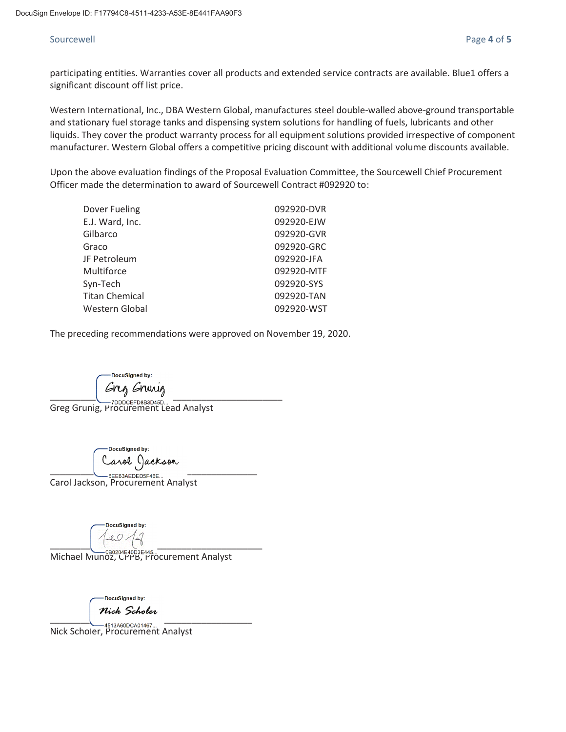participating entities. Warranties cover all products and extended service contracts are available. Blue1 offers a significant discount off list price.

Western International, Inc., DBA Western Global, manufactures steel double-walled above-ground transportable and stationary fuel storage tanks and dispensing system solutions for handling of fuels, lubricants and other liquids. They cover the product warranty process for all equipment solutions provided irrespective of component manufacturer. Western Global offers a competitive pricing discount with additional volume discounts available.

Upon the above evaluation findings of the Proposal Evaluation Committee, the Sourcewell Chief Procurement Officer made the determination to award of Sourcewell Contract #092920 to:

| | |
|---|---|
| Dover Fueling | 092920-DVR |
| E.J. Ward, Inc. | 092920-EJW |
| Gilbarco | 092920-GVR |
| Graco | 092920-GRC |
| JF Petroleum | 092920-JFA |
| Multiforce | 092920-MTF |
| Syn-Tech | 092920-SYS |
| Titan Chemical | 092920-TAN |
| Western Global | 092920-WST |

The preceding recommendations were approved on November 19, 2020.

DocuSigned by: Greg Grunig
7DDDCEFD8B3D45D...
Greg Grunig, Procurement Lead Analyst

DocuSigned by: Carol Jackson
6EE63AEDED5F46E...
Carol Jackson, Procurement Analyst

DocuSigned by:
0B0204E40D3E445...
Michael Munoz, CPPB, Procurement Analyst

DocuSigned by: Nick Scholer
4513A60DCA01467...
Nick Scholer, Procurement Analyst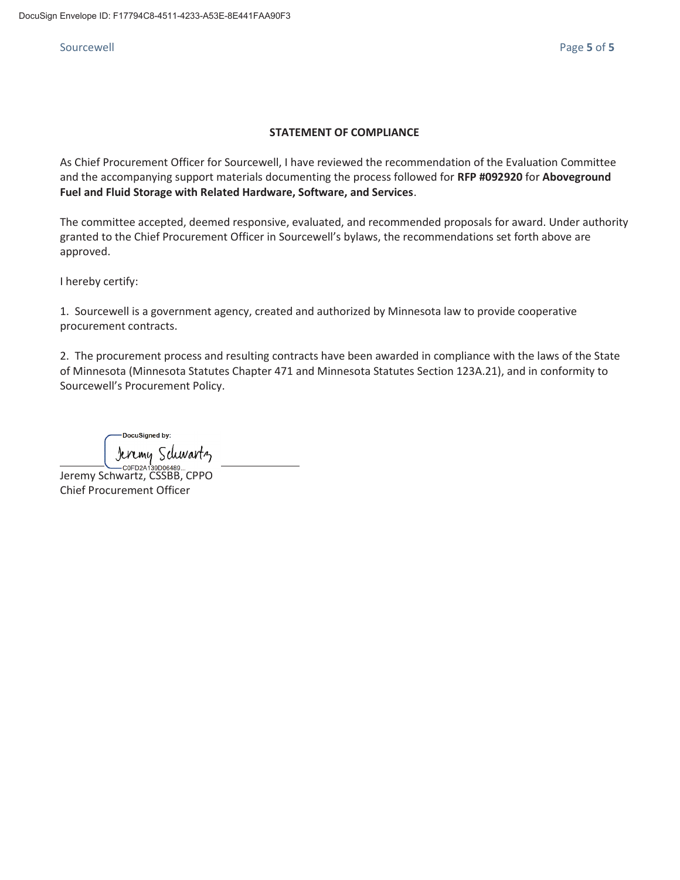**STATEMENT OF COMPLIANCE**

As Chief Procurement Officer for Sourcewell, I have reviewed the recommendation of the Evaluation Committee and the accompanying support materials documenting the process followed for **RFP #092920** for **Aboveground Fuel and Fluid Storage with Related Hardware, Software, and Services**.

The committee accepted, deemed responsive, evaluated, and recommended proposals for award. Under authority granted to the Chief Procurement Officer in Sourcewell's bylaws, the recommendations set forth above are approved.

I hereby certify:

1. Sourcewell is a government agency, created and authorized by Minnesota law to provide cooperative procurement contracts.

2. The procurement process and resulting contracts have been awarded in compliance with the laws of the State of Minnesota (Minnesota Statutes Chapter 471 and Minnesota Statutes Section 123A.21), and in conformity to Sourcewell's Procurement Policy.

DocuSigned by:
Jeremy Schwartz
C0FD2A139D06489...

Jeremy Schwartz, CSSBB, CPPO
Chief Procurement Officer